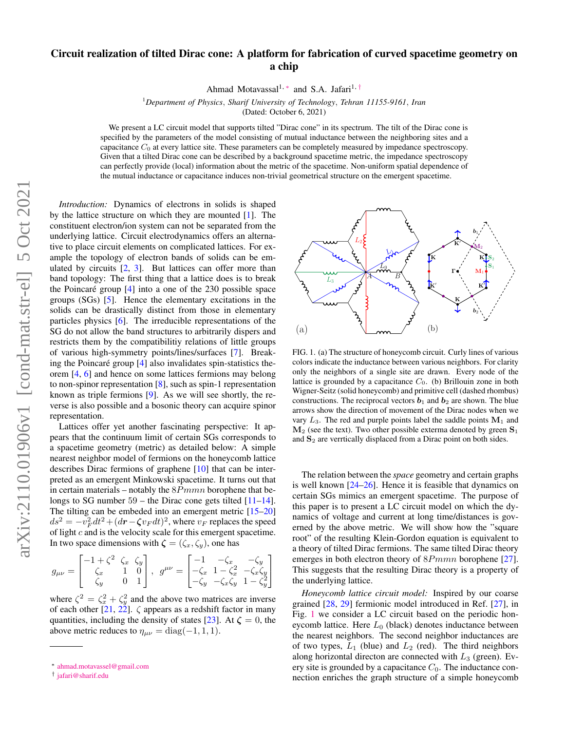# Circuit realization of tilted Dirac cone: A platform for fabrication of curved spacetime geometry on a chip

Ahmad Motavassal[1,*] and S.A. Jafari[1,†]

[1]*Department of Physics, Sharif University of Technology, Tehran 11155-9161, Iran*

(Dated: October 6, 2021)

We present a LC circuit model that supports tilted "Dirac cone" in its spectrum. The tilt of the Dirac cone is specified by the parameters of the model consisting of mutual inductance between the neighboring sites and a capacitance $C_0$ at every lattice site. These parameters can be completely measured by impedance spectroscopy. Given that a tilted Dirac cone can be described by a background spacetime metric, the impedance spectroscopy can perfectly provide (local) information about the metric of the spacetime. Non-uniform spatial dependence of the mutual inductance or capacitance induces non-trivial geometrical structure on the emergent spacetime.

*Introduction:* Dynamics of electrons in solids is shaped by the lattice structure on which they are mounted [1]. The constituent electron/ion system can not be separated from the underlying lattice. Circuit electrodynamics offers an alternative to place circuit elements on complicated lattices. For example the topology of electron bands of solids can be emulated by circuits [2, 3]. But lattices can offer more than band topology: The first thing that a lattice does is to break the Poincaré group [4] into a one of the 230 possible space groups (SGs) [5]. Hence the elementary excitations in the solids can be drastically distinct from those in elementary particles physics [6]. The irreducible representations of the SG do not allow the band structures to arbitrarily dispers and restricts them by the compatibilitiy relations of little groups of various high-symmetry points/lines/surfaces [7]. Breaking the Poincaré group [4] also invalidates spin-statistics theorem [4, 6] and hence on some lattices fermions may belong to non-spinor representation [8], such as spin-1 representation known as triple fermions [9]. As we will see shortly, the reverse is also possible and a bosonic theory can acquire spinor representation.

Lattices offer yet another fascinating perspective: It appears that the continuum limit of certain SGs corresponds to a spacetime geometry (metric) as detailed below: A simple nearest neighbor model of fermions on the honeycomb lattice describes Dirac fermions of graphene [10] that can be interpreted as an emergent Minkowski spacetime. It turns out that in certain materials – notably the $8Pmmn$ borophene that belongs to SG number 59 – the Dirac cone gets tilted [11–14]. The tilting can be embeded into an emergent metric [15–20] $ds^2 = -v_F^2 dt^2 + (d\boldsymbol{r} - \boldsymbol{\zeta} v_F dt)^2$, where $v_F$ replaces the speed of light $c$ and is the velocity scale for this emergent spacetime. In two space dimensions with $\boldsymbol{\zeta} = (\zeta_x, \zeta_y)$, one has

$$g_{\mu\nu} = \begin{bmatrix} -1+\zeta^2 & \zeta_x & \zeta_y \\ \zeta_x & 1 & 0 \\ \zeta_y & 0 & 1 \end{bmatrix}, \quad g^{\mu\nu} = \begin{bmatrix} -1 & -\zeta_x & -\zeta_y \\ -\zeta_x & 1-\zeta_x^2 & -\zeta_x\zeta_y \\ -\zeta_y & -\zeta_x\zeta_y & 1-\zeta_y^2 \end{bmatrix}$$

where $\zeta^2 = \zeta_x^2 + \zeta_y^2$ and the above two matrices are inverse of each other [21, 22]. $\zeta$ appears as a redshift factor in many quantities, including the density of states [23]. At $\boldsymbol{\zeta} = 0$, the above metric reduces to $\eta_{\mu\nu} = \mathrm{diag}(-1, 1, 1)$.

FIG. 1. (a) The structure of honeycomb circuit. Curly lines of various colors indicate the inductance between various neighbors. For clarity only the neighbors of a single site are drawn. Every node of the lattice is grounded by a capacitance $C_0$. (b) Brillouin zone in both Wigner-Seitz (solid honeycomb) and primitive cell (dashed rhombus) constructions. The reciprocal vectors $\boldsymbol{b}_1$ and $\boldsymbol{b}_2$ are shown. The blue arrows show the direction of movement of the Dirac nodes when we vary $L_3$. The red and purple points label the saddle points $\mathbf{M}_1$ and $\mathbf{M}_2$ (see the text). Two other possible exterma denoted by green $\mathbf{S}_1$ and $\mathbf{S}_2$ are verrtically displaced from a Dirac point on both sides.

The relation between the *space* geometry and certain graphs is well known [24–26]. Hence it is feasible that dynamics on certain SGs mimics an emergent spacetime. The purpose of this paper is to present a LC circuit model on which the dynamics of voltage and current at long time/distances is governed by the above metric. We will show how the "square root" of the resulting Klein-Gordon equation is equivalent to a theory of tilted Dirac fermions. The same tilted Dirac theory emerges in both electron theory of $8Pmmn$ borophene [27]. This suggests that the resulting Dirac theory is a property of the underlying lattice.

*Honeycomb lattice circuit model:* Inspired by our coarse grained [28, 29] fermionic model introduced in Ref. [27], in Fig. 1 we consider a LC circuit based on the periodic honeycomb lattice. Here $L_0$ (black) denotes inductance between the nearest neighbors. The second neighbor inductances are of two types, $L_1$ (blue) and $L_2$ (red). The third neighbors along horizontal directon are connected with $L_3$ (green). Every site is grounded by a capacitance $C_0$. The inductance connection enriches the graph structure of a simple honeycomb

* ahmad.motavassel@gmail.com
† jafari@sharif.edu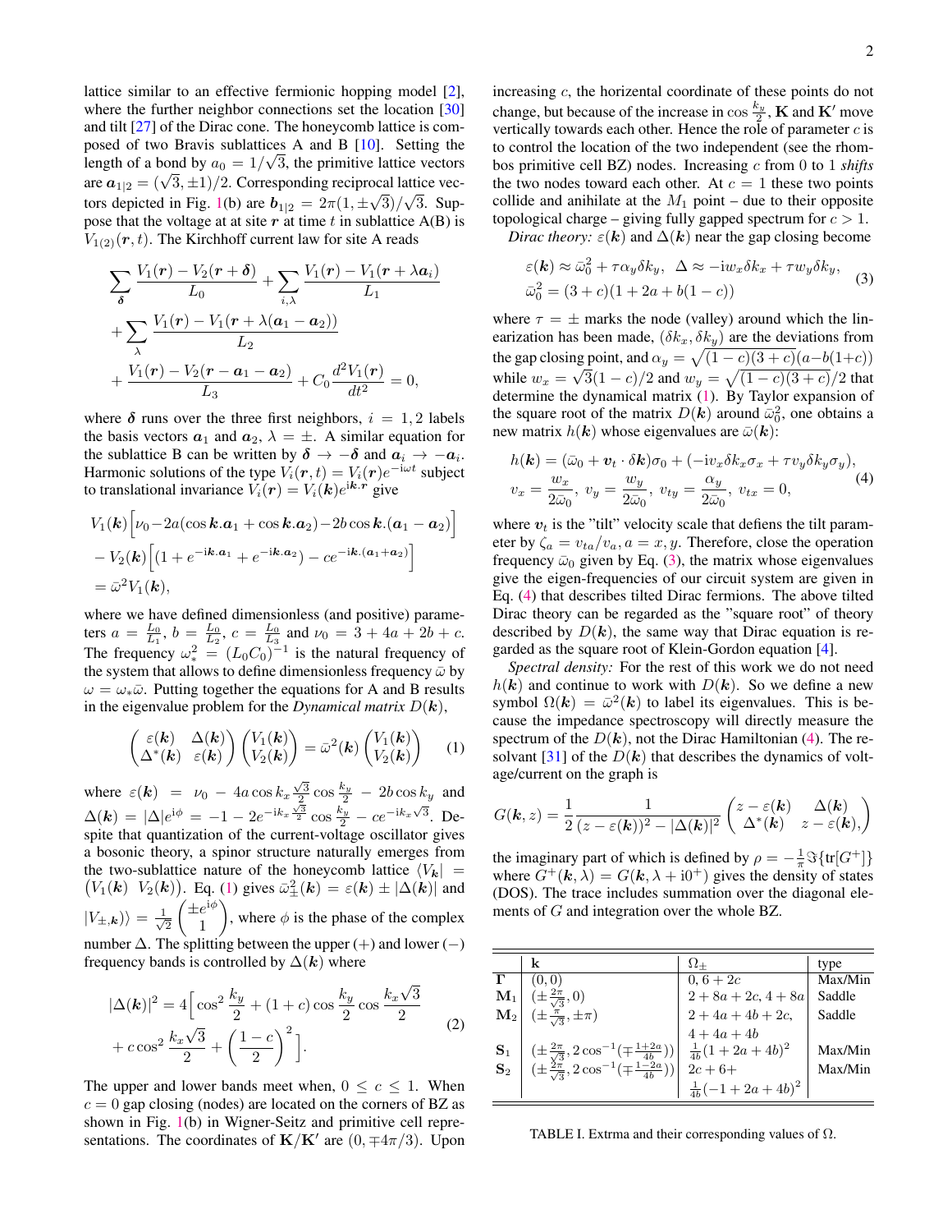lattice similar to an effective fermionic hopping model [2], where the further neighbor connections set the location [30] and tilt [27] of the Dirac cone. The honeycomb lattice is composed of two Bravis sublattices A and B [10]. Setting the length of a bond by $a_0 = 1/\sqrt{3}$, the primitive lattice vectors are $\boldsymbol{a}_{1|2} = (\sqrt{3}, \pm 1)/2$. Corresponding reciprocal lattice vectors depicted in Fig. 1(b) are $\boldsymbol{b}_{1|2} = 2\pi(1, \pm\sqrt{3})/\sqrt{3}$. Suppose that the voltage at at site $\boldsymbol{r}$ at time $t$ in sublattice A(B) is $V_{1(2)}(\boldsymbol{r}, t)$. The Kirchhoff current law for site A reads

$$
\begin{aligned}
&\sum_{\boldsymbol{\delta}} \frac{V_1(\boldsymbol{r}) - V_2(\boldsymbol{r}+\boldsymbol{\delta})}{L_0} + \sum_{i,\lambda} \frac{V_1(\boldsymbol{r}) - V_1(\boldsymbol{r}+\lambda \boldsymbol{a}_i)}{L_1} \\
&+ \sum_{\lambda} \frac{V_1(\boldsymbol{r}) - V_1(\boldsymbol{r}+\lambda(\boldsymbol{a}_1 - \boldsymbol{a}_2))}{L_2} \\
&+ \frac{V_1(\boldsymbol{r}) - V_2(\boldsymbol{r}-\boldsymbol{a}_1-\boldsymbol{a}_2)}{L_3} + C_0 \frac{d^2 V_1(\boldsymbol{r})}{dt^2} = 0,
\end{aligned}
$$

where $\boldsymbol{\delta}$ runs over the three first neighbors, $i = 1, 2$ labels the basis vectors $\boldsymbol{a}_1$ and $\boldsymbol{a}_2$, $\lambda = \pm$. A similar equation for the sublattice B can be written by $\boldsymbol{\delta} \to -\boldsymbol{\delta}$ and $\boldsymbol{a}_i \to -\boldsymbol{a}_i$. Harmonic solutions of the type $V_i(\boldsymbol{r}, t) = V_i(\boldsymbol{r}) e^{-\mathrm{i}\omega t}$ subject to translational invariance $V_i(\boldsymbol{r}) = V_i(\boldsymbol{k}) e^{\mathrm{i}\boldsymbol{k}.\boldsymbol{r}}$ give

$$
\begin{aligned}
&V_1(\boldsymbol{k})\Big[\nu_0 - 2a(\cos \boldsymbol{k}.\boldsymbol{a}_1 + \cos \boldsymbol{k}.\boldsymbol{a}_2) - 2b \cos \boldsymbol{k}.(\boldsymbol{a}_1 - \boldsymbol{a}_2)\Big] \\
&- V_2(\boldsymbol{k})\Big[(1 + e^{-\mathrm{i}\boldsymbol{k}.\boldsymbol{a}_1} + e^{-\mathrm{i}\boldsymbol{k}.\boldsymbol{a}_2}) - c e^{-\mathrm{i}\boldsymbol{k}.(\boldsymbol{a}_1+\boldsymbol{a}_2)}\Big] \\
&= \bar{\omega}^2 V_1(\boldsymbol{k}),
\end{aligned}
$$

where we have defined dimensionless (and positive) parameters $a = \frac{L_0}{L_1}$, $b = \frac{L_0}{L_2}$, $c = \frac{L_0}{L_3}$ and $\nu_0 = 3 + 4a + 2b + c$. The frequency $\omega_*^2 = (L_0 C_0)^{-1}$ is the natural frequency of the system that allows to define dimensionless frequency $\bar{\omega}$ by $\omega = \omega_* \bar{\omega}$. Putting together the equations for A and B results in the eigenvalue problem for the *Dynamical matrix* $D(\boldsymbol{k})$,

$$
\begin{pmatrix} \varepsilon(\boldsymbol{k}) & \Delta(\boldsymbol{k}) \\ \Delta^*(\boldsymbol{k}) & \varepsilon(\boldsymbol{k}) \end{pmatrix} \begin{pmatrix} V_1(\boldsymbol{k}) \\ V_2(\boldsymbol{k}) \end{pmatrix} = \bar{\omega}^2(\boldsymbol{k}) \begin{pmatrix} V_1(\boldsymbol{k}) \\ V_2(\boldsymbol{k}) \end{pmatrix} \tag{1}
$$

where $\varepsilon(\boldsymbol{k}) = \nu_0 - 4a \cos k_x \frac{\sqrt{3}}{2} \cos \frac{k_y}{2} - 2b \cos k_y$ and $\Delta(\boldsymbol{k}) = |\Delta| e^{\mathrm{i}\phi} = -1 - 2e^{-\mathrm{i}k_x \frac{\sqrt{3}}{2}} \cos \frac{k_y}{2} - c e^{-\mathrm{i}k_x \sqrt{3}}$. Despite that quantization of the current-voltage oscillator gives a bosonic theory, a spinor structure naturally emerges from the two-sublattice nature of the honeycomb lattice $\langle V_{\boldsymbol{k}}| = \begin{pmatrix} V_1(\boldsymbol{k}) & V_2(\boldsymbol{k}) \end{pmatrix}$. Eq. (1) gives $\bar{\omega}_\pm^2(\boldsymbol{k}) = \varepsilon(\boldsymbol{k}) \pm |\Delta(\boldsymbol{k})|$ and $|V_{\pm,\boldsymbol{k}}\rangle = \frac{1}{\sqrt{2}} \begin{pmatrix} \pm e^{\mathrm{i}\phi} \\ 1 \end{pmatrix}$, where $\phi$ is the phase of the complex number $\Delta$. The splitting between the upper $(+)$ and lower $(-)$ frequency bands is controlled by $\Delta(\boldsymbol{k})$ where

$$
\begin{aligned}
|\Delta(\boldsymbol{k})|^2 = 4\Big[&\cos^2 \frac{k_y}{2} + (1+c) \cos \frac{k_y}{2} \cos \frac{k_x \sqrt{3}}{2} \\
&+ c \cos^2 \frac{k_x \sqrt{3}}{2} + \left(\frac{1-c}{2}\right)^2\Big].
\end{aligned} \tag{2}
$$

The upper and lower bands meet when, $0 \le c \le 1$. When $c = 0$ gap closing (nodes) are located on the corners of BZ as shown in Fig. 1(b) in Wigner-Seitz and primitive cell representations. The coordinates of $\mathbf{K}/\mathbf{K}'$ are $(0, \mp 4\pi/3)$. Upon increasing $c$, the horizontal coordinate of these points do not change, but because of the increase in $\cos \frac{k_y}{2}$, $\mathbf{K}$ and $\mathbf{K}'$ move vertically towards each other. Hence the role of parameter $c$ is to control the location of the two independent (see the rhombos primitive cell BZ) nodes. Increasing $c$ from 0 to 1 *shifts* the two nodes toward each other. At $c = 1$ these two points collide and anihilate at the $M_1$ point – due to their opposite topological charge – giving fully gapped spectrum for $c > 1$.

*Dirac theory:* $\varepsilon(\boldsymbol{k})$ and $\Delta(\boldsymbol{k})$ near the gap closing become

$$
\begin{aligned}
&\varepsilon(\boldsymbol{k}) \approx \bar{\omega}_0^2 + \tau \alpha_y \delta k_y, \;\; \Delta \approx -\mathrm{i} w_x \delta k_x + \tau w_y \delta k_y, \\
&\bar{\omega}_0^2 = (3+c)(1 + 2a + b(1-c))
\end{aligned} \tag{3}
$$

where $\tau = \pm$ marks the node (valley) around which the linearization has been made, $(\delta k_x, \delta k_y)$ are the deviations from the gap closing point, and $\alpha_y = \sqrt{(1-c)(3+c)}(a - b(1+c))$ while $w_x = \sqrt{3}(1-c)/2$ and $w_y = \sqrt{(1-c)(3+c)}/2$ that determine the dynamical matrix (1). By Taylor expansion of the square root of the matrix $D(\boldsymbol{k})$ around $\bar{\omega}_0^2$, one obtains a new matrix $h(\boldsymbol{k})$ whose eigenvalues are $\bar{\omega}(\boldsymbol{k})$:

$$
\begin{aligned}
&h(\boldsymbol{k}) = (\bar{\omega}_0 + \boldsymbol{v}_t \cdot \delta \boldsymbol{k})\sigma_0 + (-\mathrm{i} v_x \delta k_x \sigma_x + \tau v_y \delta k_y \sigma_y), \\
&v_x = \frac{w_x}{2\bar{\omega}_0}, \; v_y = \frac{w_y}{2\bar{\omega}_0}, \; v_{ty} = \frac{\alpha_y}{2\bar{\omega}_0}, \; v_{tx} = 0,
\end{aligned} \tag{4}
$$

where $\boldsymbol{v}_t$ is the "tilt" velocity scale that defiens the tilt parameter by $\zeta_a = v_{ta}/v_a, a = x, y$. Therefore, close the operation frequency $\bar{\omega}_0$ given by Eq. (3), the matrix whose eigenvalues give the eigen-frequencies of our circuit system are given in Eq. (4) that describes tilted Dirac fermions. The above tilted Dirac theory can be regarded as the "square root" of theory described by $D(\boldsymbol{k})$, the same way that Dirac equation is regarded as the square root of Klein-Gordon equation [4].

*Spectral density:* For the rest of this work we do not need $h(\boldsymbol{k})$ and continue to work with $D(\boldsymbol{k})$. So we define a new symbol $\Omega(\boldsymbol{k}) = \bar{\omega}^2(\boldsymbol{k})$ to label its eigenvalues. This is because the impedance spectroscopy will directly measure the spectrum of the $D(\boldsymbol{k})$, not the Dirac Hamiltonian (4). The resolvant [31] of the $D(\boldsymbol{k})$ that describes the dynamics of voltage/current on the graph is

$$
G(\boldsymbol{k}, z) = \frac{1}{2} \frac{1}{(z - \varepsilon(\boldsymbol{k}))^2 - |\Delta(\boldsymbol{k})|^2} \begin{pmatrix} z - \varepsilon(\boldsymbol{k}) & \Delta(\boldsymbol{k}) \\ \Delta^*(\boldsymbol{k}) & z - \varepsilon(\boldsymbol{k}), \end{pmatrix}
$$

the imaginary part of which is defined by $\rho = -\frac{1}{\pi} \Im\{\mathrm{tr}[G^+]\}$ where $G^+(\boldsymbol{k}, \lambda) = G(\boldsymbol{k}, \lambda + \mathrm{i}0^+)$ gives the density of states (DOS). The trace includes summation over the diagonal elements of $G$ and integration over the whole BZ.

| | $\mathbf{k}$ | $\Omega_\pm$ | type |
|---|---|---|---|
| $\mathbf{\Gamma}$ | $(0,0)$ | $0, 6+2c$ | Max/Min |
| $\mathbf{M}_1$ | $(\pm\frac{2\pi}{\sqrt{3}}, 0)$ | $2+8a+2c, 4+8a$ | Saddle |
| $\mathbf{M}_2$ | $(\pm\frac{\pi}{\sqrt{3}}, \pm\pi)$ | $2+4a+4b+2c,$ $4+4a+4b$ | Saddle |
| $\mathbf{S}_1$ | $(\pm\frac{2\pi}{\sqrt{3}}, 2\cos^{-1}(\mp\frac{1+2a}{4b}))$ | $\frac{1}{4b}(1+2a+4b)^2$ | Max/Min |
| $\mathbf{S}_2$ | $(\pm\frac{2\pi}{\sqrt{3}}, 2\cos^{-1}(\mp\frac{1-2a}{4b}))$ | $2c+6+$ $\frac{1}{4b}(-1+2a+4b)^2$ | Max/Min |

TABLE I. Extrma and their corresponding values of $\Omega$.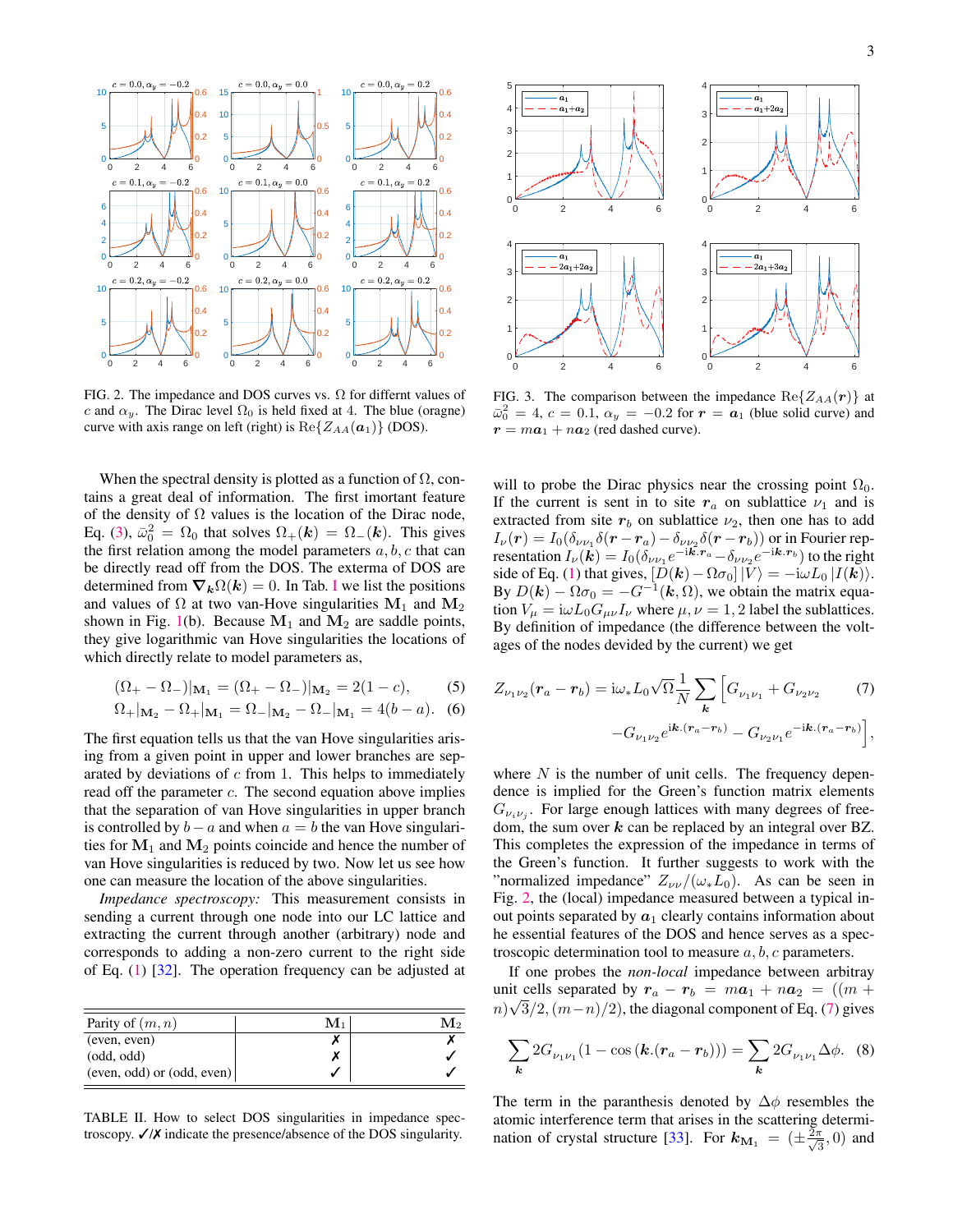FIG. 2. The impedance and DOS curves vs. $\Omega$ for differnt values of $c$ and $\alpha_y$. The Dirac level $\Omega_0$ is held fixed at 4. The blue (oragne) curve with axis range on left (right) is $\mathrm{Re}\{Z_{AA}(\boldsymbol{a}_1)\}$ (DOS).

FIG. 3. The comparison between the impedance $\mathrm{Re}\{Z_{AA}(\boldsymbol{r})\}$ at $\bar{\omega}_0^2 = 4$, $c = 0.1$, $\alpha_y = -0.2$ for $\boldsymbol{r} = \boldsymbol{a}_1$ (blue solid curve) and $\boldsymbol{r} = m\boldsymbol{a}_1 + n\boldsymbol{a}_2$ (red dashed curve).

When the spectral density is plotted as a function of $\Omega$, contains a great deal of information. The first imortant feature of the density of $\Omega$ values is the location of the Dirac node, Eq. (3), $\bar{\omega}_0^2 = \Omega_0$ that solves $\Omega_+(\boldsymbol{k}) = \Omega_-(\boldsymbol{k})$. This gives the first relation among the model parameters $a, b, c$ that can be directly read off from the DOS. The externa of DOS are determined from $\boldsymbol{\nabla}_{\boldsymbol{k}}\Omega(\boldsymbol{k}) = 0$. In Tab. I we list the positions and values of $\Omega$ at two van-Hove singularities $\mathbf{M}_1$ and $\mathbf{M}_2$ shown in Fig. 1(b). Because $\mathbf{M}_1$ and $\mathbf{M}_2$ are saddle points, they give logarithmic van Hove singularities the locations of which directly relate to model parameters as,

$$(\Omega_+ - \Omega_-)|_{\mathbf{M}_1} = (\Omega_+ - \Omega_-)|_{\mathbf{M}_2} = 2(1-c), \tag{5}$$

$$\Omega_+|_{\mathbf{M}_2} - \Omega_+|_{\mathbf{M}_1} = \Omega_-|_{\mathbf{M}_2} - \Omega_-|_{\mathbf{M}_1} = 4(b-a). \tag{6}$$

The first equation tells us that the van Hove singularities arising from a given point in upper and lower branches are separated by deviations of $c$ from 1. This helps to immediately read off the parameter $c$. The second equation above implies that the separation of van Hove singularities in upper branch is controlled by $b-a$ and when $a = b$ the van Hove singularities for $\mathbf{M}_1$ and $\mathbf{M}_2$ points coincide and hence the number of van Hove singularities is reduced by two. Now let us see how one can measure the location of the above singularities.

*Impedance spectroscopy:* This measurement consists in sending a current through one node into our LC lattice and extracting the current through another (arbitrary) node and corresponds to adding a non-zero current to the right side of Eq. (1) [32]. The operation frequency can be adjusted at

| Parity of $(m,n)$ | $\mathbf{M}_1$ | $\mathbf{M}_2$ |
|---|---|---|
| (even, even) | ✗ | ✗ |
| (odd, odd) | ✗ | ✓ |
| (even, odd) or (odd, even) | ✓ | ✓ |

TABLE II. How to select DOS singularities in impedance spectroscopy. ✓/✗ indicate the presence/absence of the DOS singularity.

will to probe the Dirac physics near the crossing point $\Omega_0$. If the current is sent in to site $\boldsymbol{r}_a$ on sublattice $\nu_1$ and is extracted from site $\boldsymbol{r}_b$ on sublattice $\nu_2$, then one has to add $I_\nu(\boldsymbol{r}) = I_0(\delta_{\nu\nu_1}\delta(\boldsymbol{r}-\boldsymbol{r}_a) - \delta_{\nu\nu_2}\delta(\boldsymbol{r}-\boldsymbol{r}_b))$ or in Fourier representation $I_\nu(\boldsymbol{k}) = I_0(\delta_{\nu\nu_1}e^{-\mathrm{i}\boldsymbol{k}.\boldsymbol{r}_a} - \delta_{\nu\nu_2}e^{-\mathrm{i}\boldsymbol{k}.\boldsymbol{r}_b})$ to the right side of Eq. (1) that gives, $[D(\boldsymbol{k}) - \Omega\sigma_0]\,|V\rangle = -\mathrm{i}\omega L_0\,|I(\boldsymbol{k})\rangle$. By $D(\boldsymbol{k}) - \Omega\sigma_0 = -G^{-1}(\boldsymbol{k},\Omega)$, we obtain the matrix equation $V_\mu = \mathrm{i}\omega L_0 G_{\mu\nu} I_\nu$ where $\mu,\nu = 1,2$ label the sublattices. By definition of impedance (the difference between the voltages of the nodes devided by the current) we get

$$Z_{\nu_1\nu_2}(\boldsymbol{r}_a - \boldsymbol{r}_b) = \mathrm{i}\omega_* L_0\sqrt{\Omega}\frac{1}{N}\sum_{\boldsymbol{k}}\Big[G_{\nu_1\nu_1} + G_{\nu_2\nu_2} - G_{\nu_1\nu_2}e^{\mathrm{i}\boldsymbol{k}.(\boldsymbol{r}_a-\boldsymbol{r}_b)} - G_{\nu_2\nu_1}e^{-\mathrm{i}\boldsymbol{k}.(\boldsymbol{r}_a-\boldsymbol{r}_b)}\Big], \tag{7}$$

where $N$ is the number of unit cells. The frequency dependence is implied for the Green's function matrix elements $G_{\nu_i\nu_j}$. For large enough lattices with many degrees of freedom, the sum over $\boldsymbol{k}$ can be replaced by an integral over BZ. This completes the expression of the impedance in terms of the Green's function. It further suggests to work with the "normalized impedance" $Z_{\nu\nu}/(\omega_* L_0)$. As can be seen in Fig. 2, the (local) impedance measured between a typical inout points separated by $\boldsymbol{a}_1$ clearly contains information about he essential features of the DOS and hence serves as a spectroscopic determination tool to measure $a, b, c$ parameters.

If one probes the *non-local* impedance between arbitray unit cells separated by $\boldsymbol{r}_a - \boldsymbol{r}_b = m\boldsymbol{a}_1 + n\boldsymbol{a}_2 = ((m+n)\sqrt{3}/2, (m-n)/2)$, the diagonal component of Eq. (7) gives

$$\sum_{\boldsymbol{k}} 2G_{\nu_1\nu_1}(1 - \cos(\boldsymbol{k}.(\boldsymbol{r}_a - \boldsymbol{r}_b))) = \sum_{\boldsymbol{k}} 2G_{\nu_1\nu_1}\Delta\phi. \tag{8}$$

The term in the paranthesis denoted by $\Delta\phi$ resembles the atomic interference term that arises in the scattering determination of crystal structure [33]. For $\boldsymbol{k}_{\mathbf{M}_1} = (\pm\frac{2\pi}{\sqrt{3}}, 0)$ and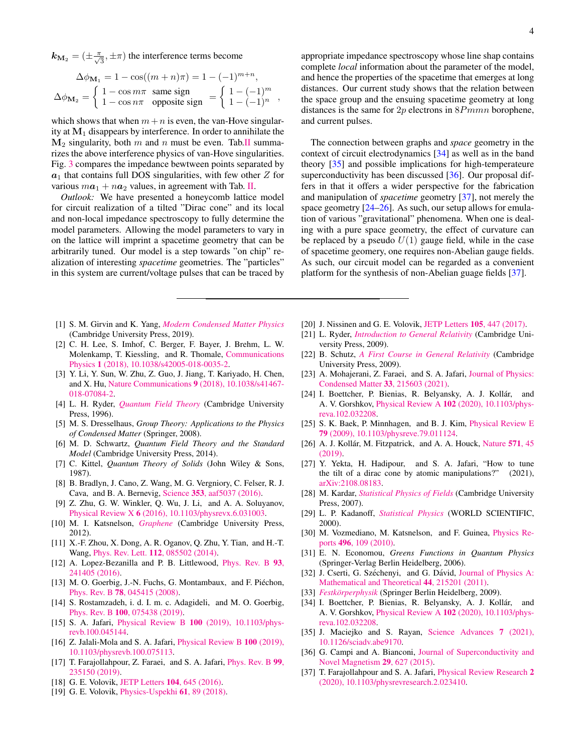$\boldsymbol{k}_{\mathbf{M}_2} = (\pm\frac{\pi}{\sqrt{3}}, \pm\pi)$ the interference terms become

$$\Delta\phi_{\mathbf{M}_1} = 1 - \cos((m+n)\pi) = 1 - (-1)^{m+n},$$
$$\Delta\phi_{\mathbf{M}_2} = \left\{ \begin{array}{ll} 1 - \cos m\pi & \text{same sign} \\ 1 - \cos n\pi & \text{opposite sign} \end{array} \right. = \left\{ \begin{array}{l} 1 - (-1)^m \\ 1 - (-1)^n \end{array} \right. ,$$

which shows that when $m+n$ is even, the van-Hove singularity at $\mathbf{M}_1$ disappears by interference. In order to annihilate the $\mathbf{M}_2$ singularity, both $m$ and $n$ must be even. Tab. II summarizes the above interference physics of van-Hove singularities. Fig. 3 compares the impedance bewtween points separated by $\boldsymbol{a}_1$ that contains full DOS singularities, with few other $Z$ for various $m\boldsymbol{a}_1 + n\boldsymbol{a}_2$ values, in agreement with Tab. II.

*Outlook:* We have presented a honeycomb lattice model for circuit realization of a tilted "Dirac cone" and its local and non-local impedance spectroscopy to fully determine the model parameters. Allowing the model parameters to vary in on the lattice will imprint a spacetime geometry that can be arbitrarily tuned. Our model is a step towards "on chip" realization of interesting *spacetime* geometries. The "particles" in this system are current/voltage pulses that can be traced by appropriate impedance spectroscopy whose line shap contains complete *local* information about the parameter of the model, and hence the properties of the spacetime that emerges at long distances. Our current study shows that the relation between the space group and the ensuing spacetime geometry at long distances is the same for $2p$ electrons in $8Pmmn$ borophene, and current pulses.

The connection between graphs and *space* geometry in the context of circuit electrodynamics [34] as well as in the band theory [35] and possible implications for high-temperateure superconductivity has been discussed [36]. Our proposal differs in that it offers a wider perspective for the fabrication and manipulation of *spacetime* geometry [37], not merely the space geometry [24–26]. As such, our setup allows for emulation of various "gravitational" phenomena. When one is dealing with a pure space geometry, the effect of curvature can be replaced by a pseudo $U(1)$ gauge field, while in the case of spacetime geomery, one requires non-Abelian gauge fields. As such, our circuit model can be regarded as a convenient platform for the synthesis of non-Abelian guage fields [37].

---

[1] S. M. Girvin and K. Yang, *Modern Condensed Matter Physics* (Cambridge University Press, 2019).
[2] C. H. Lee, S. Imhof, C. Berger, F. Bayer, J. Brehm, L. W. Molenkamp, T. Kiessling, and R. Thomale, Communications Physics **1** (2018), 10.1038/s42005-018-0035-2.
[3] Y. Li, Y. Sun, W. Zhu, Z. Guo, J. Jiang, T. Kariyado, H. Chen, and X. Hu, Nature Communications **9** (2018), 10.1038/s41467-018-07084-2.
[4] L. H. Ryder, *Quantum Field Theory* (Cambridge University Press, 1996).
[5] M. S. Dresselhaus, *Group Theory: Applications to the Physics of Condensed Matter* (Springer, 2008).
[6] M. D. Schwartz, *Quantum Field Theory and the Standard Model* (Cambridge University Press, 2014).
[7] C. Kittel, *Quantum Theory of Solids* (John Wiley & Sons, 1987).
[8] B. Bradlyn, J. Cano, Z. Wang, M. G. Vergniory, C. Felser, R. J. Cava, and B. A. Bernevig, Science **353**, aaf5037 (2016).
[9] Z. Zhu, G. W. Winkler, Q. Wu, J. Li, and A. A. Soluyanov, Physical Review X **6** (2016), 10.1103/physrevx.6.031003.
[10] M. I. Katsnelson, *Graphene* (Cambridge University Press, 2012).
[11] X.-F. Zhou, X. Dong, A. R. Oganov, Q. Zhu, Y. Tian, and H.-T. Wang, Phys. Rev. Lett. **112**, 085502 (2014).
[12] A. Lopez-Bezanilla and P. B. Littlewood, Phys. Rev. B **93**, 241405 (2016).
[13] M. O. Goerbig, J.-N. Fuchs, G. Montambaux, and F. Piéchon, Phys. Rev. B **78**, 045415 (2008).
[14] S. Rostamzadeh, i. d. I. m. c. Adagideli, and M. O. Goerbig, Phys. Rev. B **100**, 075438 (2019).
[15] S. A. Jafari, Physical Review B **100** (2019), 10.1103/physrevb.100.045144.
[16] Z. Jalali-Mola and S. A. Jafari, Physical Review B **100** (2019), 10.1103/physrevb.100.075113.
[17] T. Farajollahpour, Z. Faraei, and S. A. Jafari, Phys. Rev. B **99**, 235150 (2019).
[18] G. E. Volovik, JETP Letters **104**, 645 (2016).
[19] G. E. Volovik, Physics-Uspekhi **61**, 89 (2018).
[20] J. Nissinen and G. E. Volovik, JETP Letters **105**, 447 (2017).
[21] L. Ryder, *Introduction to General Relativity* (Cambridge University Press, 2009).
[22] B. Schutz, *A First Course in General Relativity* (Cambridge University Press, 2009).
[23] A. Mohajerani, Z. Faraei, and S. A. Jafari, Journal of Physics: Condensed Matter **33**, 215603 (2021).
[24] I. Boettcher, P. Bienias, R. Belyansky, A. J. Kollár, and A. V. Gorshkov, Physical Review A **102** (2020), 10.1103/physreva.102.032208.
[25] S. K. Baek, P. Minnhagen, and B. J. Kim, Physical Review E **79** (2009), 10.1103/physreve.79.011124.
[26] A. J. Kollár, M. Fitzpatrick, and A. A. Houck, Nature **571**, 45 (2019).
[27] Y. Yekta, H. Hadipour, and S. A. Jafari, "How to tune the tilt of a dirac cone by atomic manipulations?" (2021), arXiv:2108.08183.
[28] M. Kardar, *Statistical Physics of Fields* (Cambridge University Press, 2007).
[29] L. P. Kadanoff, *Statistical Physics* (WORLD SCIENTIFIC, 2000).
[30] M. Vozmediano, M. Katsnelson, and F. Guinea, Physics Reports **496**, 109 (2010).
[31] E. N. Economou, *Greens Functions in Quantum Physics* (Springer-Verlag Berlin Heidelberg, 2006).
[32] J. Cserti, G. Széchenyi, and G. Dávid, Journal of Physics A: Mathematical and Theoretical **44**, 215201 (2011).
[33] *Festkörperphysik* (Springer Berlin Heidelberg, 2009).
[34] I. Boettcher, P. Bienias, R. Belyansky, A. J. Kollár, and A. V. Gorshkov, Physical Review A **102** (2020), 10.1103/physreva.102.032208.
[35] J. Maciejko and S. Rayan, Science Advances **7** (2021), 10.1126/sciadv.abe9170.
[36] G. Campi and A. Bianconi, Journal of Superconductivity and Novel Magnetism **29**, 627 (2015).
[37] T. Farajollahpour and S. A. Jafari, Physical Review Research **2** (2020), 10.1103/physrevresearch.2.023410.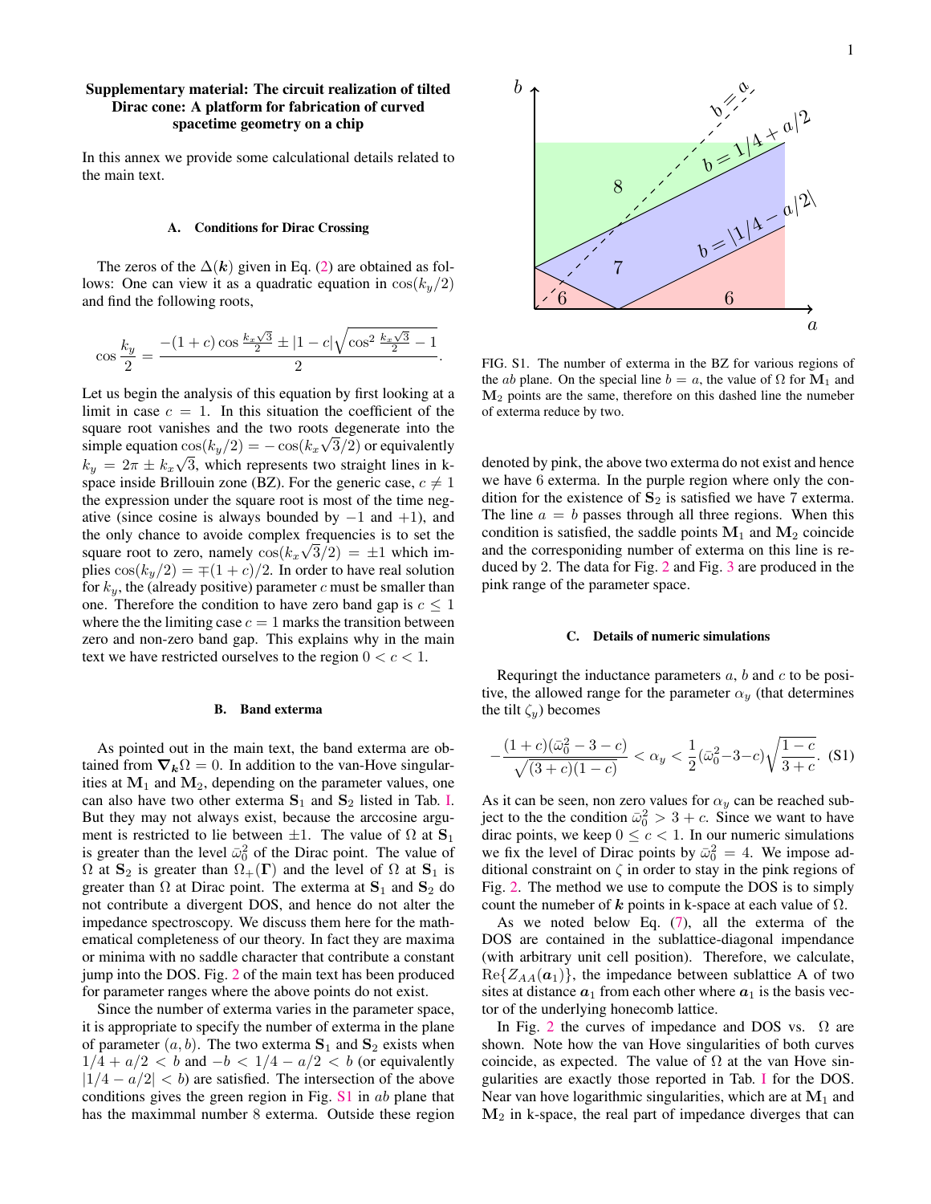# Supplementary material: The circuit realization of tilted Dirac cone: A platform for fabrication of curved spacetime geometry on a chip

In this annex we provide some calculational details related to the main text.

## A. Conditions for Dirac Crossing

The zeros of the $\Delta(\boldsymbol{k})$ given in Eq. (2) are obtained as follows: One can view it as a quadratic equation in $\cos(k_y/2)$ and find the following roots,

$$\cos\frac{k_y}{2} = \frac{-(1+c)\cos\frac{k_x\sqrt{3}}{2} \pm |1-c|\sqrt{\cos^2\frac{k_x\sqrt{3}}{2}-1}}{2}.$$

Let us begin the analysis of this equation by first looking at a limit in case $c=1$. In this situation the coefficient of the square root vanishes and the two roots degenerate into the simple equation $\cos(k_y/2) = -\cos(k_x\sqrt{3}/2)$ or equivalently $k_y = 2\pi \pm k_x\sqrt{3}$, which represents two straight lines in k-space inside Brillouin zone (BZ). For the generic case, $c \neq 1$ the expression under the square root is most of the time negative (since cosine is always bounded by $-1$ and $+1$), and the only chance to avoide complex frequencies is to set the square root to zero, namely $\cos(k_x\sqrt{3}/2) = \pm 1$ which implies $\cos(k_y/2) = \mp(1+c)/2$. In order to have real solution for $k_y$, the (already positive) parameter $c$ must be smaller than one. Therefore the condition to have zero band gap is $c \leq 1$ where the the limiting case $c=1$ marks the transition between zero and non-zero band gap. This explains why in the main text we have restricted ourselves to the region $0<c<1$.

## B. Band exterma

As pointed out in the main text, the band exterma are obtained from $\boldsymbol{\nabla}_{\boldsymbol{k}}\Omega = 0$. In addition to the van-Hove singularities at $\mathbf{M}_1$ and $\mathbf{M}_2$, depending on the parameter values, one can also have two other exterma $\mathbf{S}_1$ and $\mathbf{S}_2$ listed in Tab. I. But they may not always exist, because the arccosine argument is restricted to lie between $\pm 1$. The value of $\Omega$ at $\mathbf{S}_1$ is greater than the level $\bar{\omega}_0^2$ of the Dirac point. The value of $\Omega$ at $\mathbf{S}_2$ is greater than $\Omega_+(\boldsymbol{\Gamma})$ and the level of $\Omega$ at $\mathbf{S}_1$ is greater than $\Omega$ at Dirac point. The exterma at $\mathbf{S}_1$ and $\mathbf{S}_2$ do not contribute a divergent DOS, and hence do not alter the impedance spectroscopy. We discuss them here for the mathematical completeness of our theory. In fact they are maxima or minima with no saddle character that contribute a constant jump into the DOS. Fig. 2 of the main text has been produced for parameter ranges where the above points do not exist.

Since the number of exterma varies in the parameter space, it is appropriate to specify the number of exterma in the plane of parameter $(a,b)$. The two exterma $\mathbf{S}_1$ and $\mathbf{S}_2$ exists when $1/4 + a/2 < b$ and $-b < 1/4 - a/2 < b$ (or equivalently $|1/4 - a/2| < b$) are satisfied. The intersection of the above conditions gives the green region in Fig. S1 in $ab$ plane that has the maximmal number 8 exterma. Outside these region denoted by pink, the above two exterma do not exist and hence we have 6 exterma. In the purple region where only the condition for the existence of $\mathbf{S}_2$ is satisfied we have 7 exterma. The line $a=b$ passes through all three regions. When this condition is satisfied, the saddle points $\mathbf{M}_1$ and $\mathbf{M}_2$ coincide and the correspondining number of exterma on this line is reduced by 2. The data for Fig. 2 and Fig. 3 are produced in the pink range of the parameter space.

FIG. S1. The number of exterma in the BZ for various regions of the $ab$ plane. On the special line $b=a$, the value of $\Omega$ for $\mathbf{M}_1$ and $\mathbf{M}_2$ points are the same, therefore on this dashed line the numeber of exterma reduce by two.

## C. Details of numeric simulations

Requringt the inductance parameters $a$, $b$ and $c$ to be positive, the allowed range for the parameter $\alpha_y$ (that determines the tilt $\zeta_y$) becomes

$$-\frac{(1+c)(\bar{\omega}_0^2-3-c)}{\sqrt{(3+c)(1-c)}} < \alpha_y < \frac{1}{2}(\bar{\omega}_0^2-3-c)\sqrt{\frac{1-c}{3+c}}. \quad \text{(S1)}$$

As it can be seen, non zero values for $\alpha_y$ can be reached subject to the the condition $\bar{\omega}_0^2 > 3+c$. Since we want to have dirac points, we keep $0 \leq c < 1$. In our numeric simulations we fix the level of Dirac points by $\bar{\omega}_0^2 = 4$. We impose additional constraint on $\zeta$ in order to stay in the pink regions of Fig. 2. The method we use to compute the DOS is to simply count the number of $\boldsymbol{k}$ points in k-space at each value of $\Omega$.

As we noted below Eq. (7), all the exterma of the DOS are contained in the sublattice-diagonal impendance (with arbitrary unit cell position). Therefore, we calculate, $\mathrm{Re}\{Z_{AA}(\boldsymbol{a}_1)\}$, the impedance between sublattice A of two sites at distance $\boldsymbol{a}_1$ from each other where $\boldsymbol{a}_1$ is the basis vector of the underlying honecomb lattice.

In Fig. 2 the curves of impedance and DOS vs. $\Omega$ are shown. Note how the van Hove singularities of both curves coincide, as expected. The value of $\Omega$ at the van Hove singularities are exactly those reported in Tab. I for the DOS. Near van hove logarithmic singularities, which are at $\mathbf{M}_1$ and $\mathbf{M}_2$ in k-space, the real part of impedance diverges that can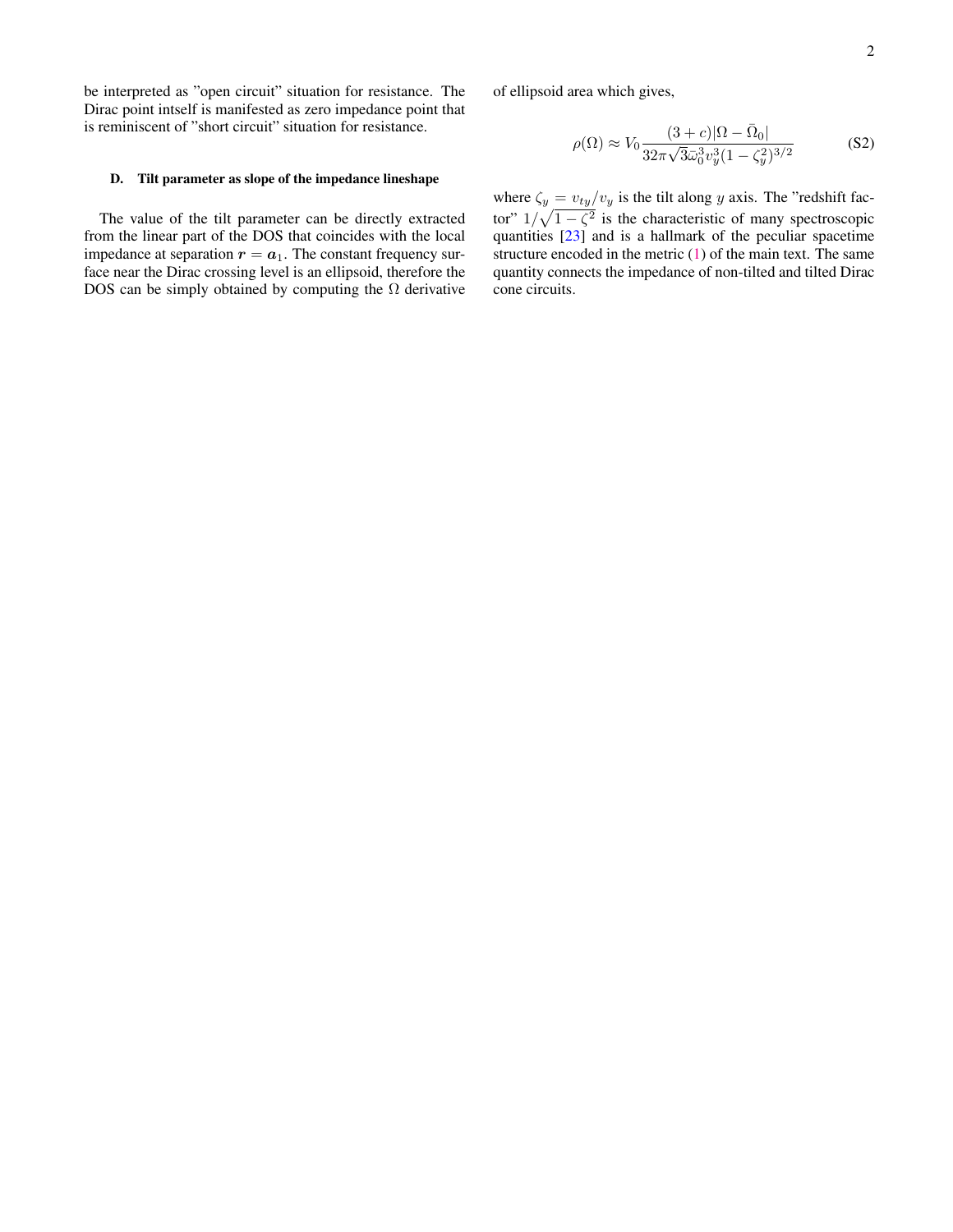be interpreted as "open circuit" situation for resistance. The Dirac point intself is manifested as zero impedance point that is reminiscent of "short circuit" situation for resistance.

### D. Tilt parameter as slope of the impedance lineshape

The value of the tilt parameter can be directly extracted from the linear part of the DOS that coincides with the local impedance at separation $\boldsymbol{r} = \boldsymbol{a}_1$. The constant frequency surface near the Dirac crossing level is an ellipsoid, therefore the DOS can be simply obtained by computing the $\Omega$ derivative of ellipsoid area which gives,

$$\rho(\Omega) \approx V_0 \frac{(3+c)|\Omega - \bar{\Omega}_0|}{32\pi\sqrt{3}\bar{\omega}_0^3 v_y^3 (1-\zeta_y^2)^{3/2}} \tag{S2}$$

where $\zeta_y = v_{ty}/v_y$ is the tilt along $y$ axis. The "redshift factor" $1/\sqrt{1-\zeta^2}$ is the characteristic of many spectroscopic quantities [23] and is a hallmark of the peculiar spacetime structure encoded in the metric (1) of the main text. The same quantity connects the impedance of non-tilted and tilted Dirac cone circuits.